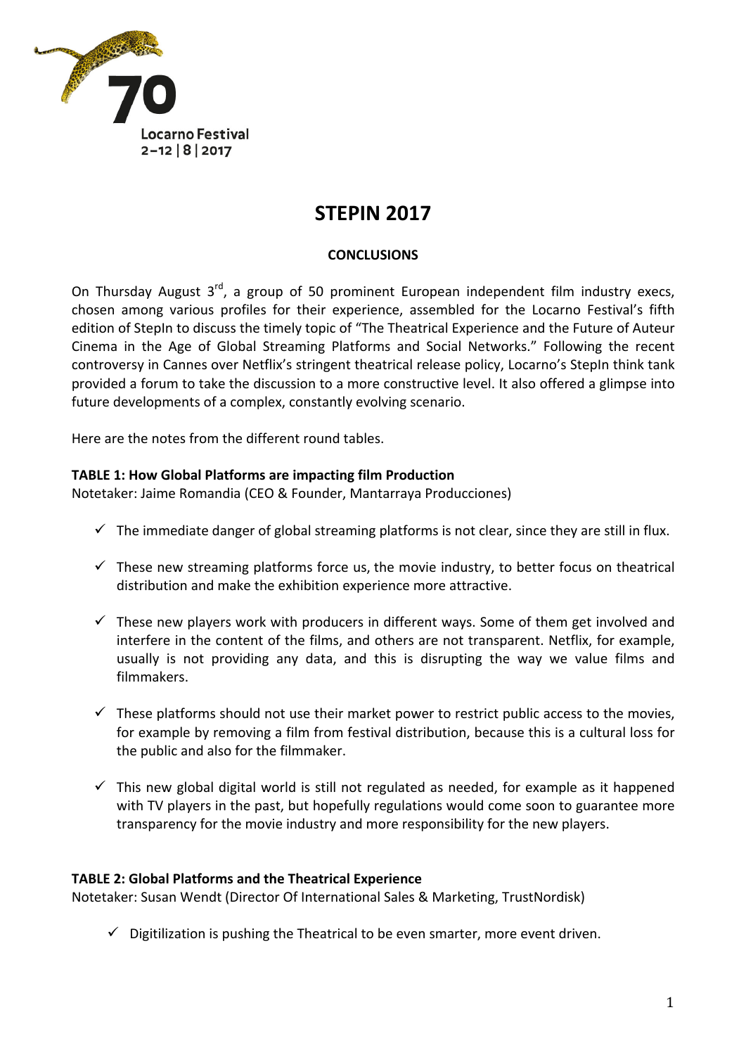70 Locarno Festival
2–12 | 8 | 2017

# STEPIN 2017

## CONCLUSIONS

On Thursday August 3[rd], a group of 50 prominent European independent film industry execs, chosen among various profiles for their experience, assembled for the Locarno Festival's fifth edition of StepIn to discuss the timely topic of "The Theatrical Experience and the Future of Auteur Cinema in the Age of Global Streaming Platforms and Social Networks." Following the recent controversy in Cannes over Netflix's stringent theatrical release policy, Locarno's StepIn think tank provided a forum to take the discussion to a more constructive level. It also offered a glimpse into future developments of a complex, constantly evolving scenario.

Here are the notes from the different round tables.

**TABLE 1: How Global Platforms are impacting film Production**
Notetaker: Jaime Romandia (CEO & Founder, Mantarraya Producciones)

- ✓ The immediate danger of global streaming platforms is not clear, since they are still in flux.
- ✓ These new streaming platforms force us, the movie industry, to better focus on theatrical distribution and make the exhibition experience more attractive.
- ✓ These new players work with producers in different ways. Some of them get involved and interfere in the content of the films, and others are not transparent. Netflix, for example, usually is not providing any data, and this is disrupting the way we value films and filmmakers.
- ✓ These platforms should not use their market power to restrict public access to the movies, for example by removing a film from festival distribution, because this is a cultural loss for the public and also for the filmmaker.
- ✓ This new global digital world is still not regulated as needed, for example as it happened with TV players in the past, but hopefully regulations would come soon to guarantee more transparency for the movie industry and more responsibility for the new players.

**TABLE 2: Global Platforms and the Theatrical Experience**
Notetaker: Susan Wendt (Director Of International Sales & Marketing, TrustNordisk)

- ✓ Digitilization is pushing the Theatrical to be even smarter, more event driven.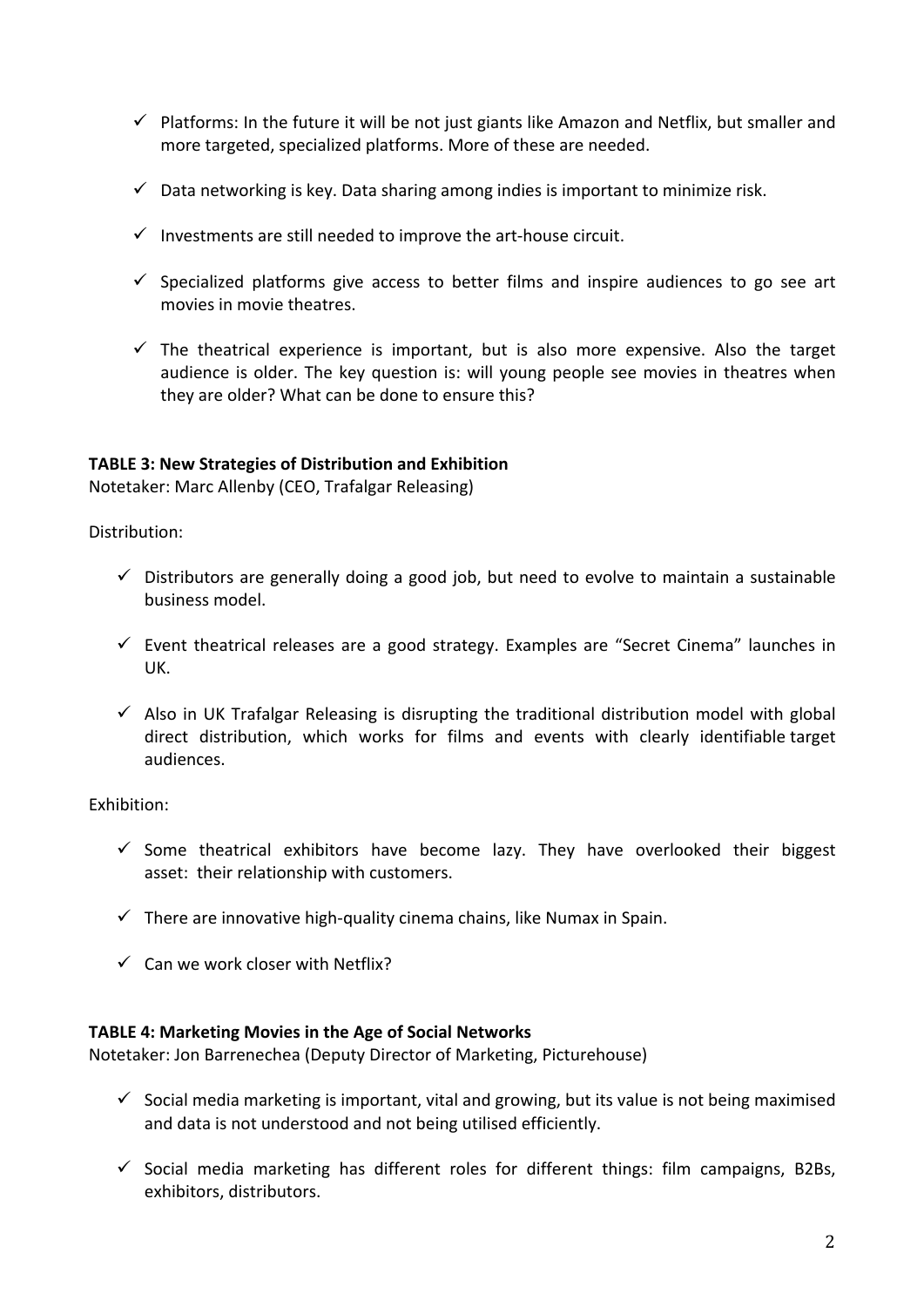- ✓ Platforms: In the future it will be not just giants like Amazon and Netflix, but smaller and more targeted, specialized platforms. More of these are needed.
- ✓ Data networking is key. Data sharing among indies is important to minimize risk.
- ✓ Investments are still needed to improve the art-house circuit.
- ✓ Specialized platforms give access to better films and inspire audiences to go see art movies in movie theatres.
- ✓ The theatrical experience is important, but is also more expensive. Also the target audience is older. The key question is: will young people see movies in theatres when they are older? What can be done to ensure this?

**TABLE 3: New Strategies of Distribution and Exhibition**
Notetaker: Marc Allenby (CEO, Trafalgar Releasing)

Distribution:

- ✓ Distributors are generally doing a good job, but need to evolve to maintain a sustainable business model.
- ✓ Event theatrical releases are a good strategy. Examples are "Secret Cinema" launches in UK.
- ✓ Also in UK Trafalgar Releasing is disrupting the traditional distribution model with global direct distribution, which works for films and events with clearly identifiable target audiences.

Exhibition:

- ✓ Some theatrical exhibitors have become lazy. They have overlooked their biggest asset: their relationship with customers.
- ✓ There are innovative high-quality cinema chains, like Numax in Spain.
- ✓ Can we work closer with Netflix?

**TABLE 4: Marketing Movies in the Age of Social Networks**
Notetaker: Jon Barrenechea (Deputy Director of Marketing, Picturehouse)

- ✓ Social media marketing is important, vital and growing, but its value is not being maximised and data is not understood and not being utilised efficiently.
- ✓ Social media marketing has different roles for different things: film campaigns, B2Bs, exhibitors, distributors.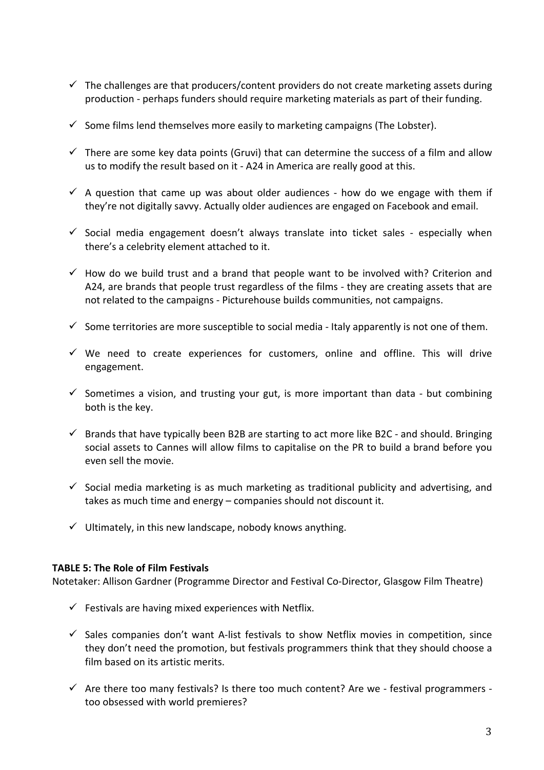- ✓ The challenges are that producers/content providers do not create marketing assets during production - perhaps funders should require marketing materials as part of their funding.

- ✓ Some films lend themselves more easily to marketing campaigns (The Lobster).

- ✓ There are some key data points (Gruvi) that can determine the success of a film and allow us to modify the result based on it - A24 in America are really good at this.

- ✓ A question that came up was about older audiences - how do we engage with them if they're not digitally savvy. Actually older audiences are engaged on Facebook and email.

- ✓ Social media engagement doesn't always translate into ticket sales - especially when there's a celebrity element attached to it.

- ✓ How do we build trust and a brand that people want to be involved with? Criterion and A24, are brands that people trust regardless of the films - they are creating assets that are not related to the campaigns - Picturehouse builds communities, not campaigns.

- ✓ Some territories are more susceptible to social media - Italy apparently is not one of them.

- ✓ We need to create experiences for customers, online and offline. This will drive engagement.

- ✓ Sometimes a vision, and trusting your gut, is more important than data - but combining both is the key.

- ✓ Brands that have typically been B2B are starting to act more like B2C - and should. Bringing social assets to Cannes will allow films to capitalise on the PR to build a brand before you even sell the movie.

- ✓ Social media marketing is as much marketing as traditional publicity and advertising, and takes as much time and energy – companies should not discount it.

- ✓ Ultimately, in this new landscape, nobody knows anything.

**TABLE 5: The Role of Film Festivals**

Notetaker: Allison Gardner (Programme Director and Festival Co-Director, Glasgow Film Theatre)

- ✓ Festivals are having mixed experiences with Netflix.

- ✓ Sales companies don't want A-list festivals to show Netflix movies in competition, since they don't need the promotion, but festivals programmers think that they should choose a film based on its artistic merits.

- ✓ Are there too many festivals? Is there too much content? Are we - festival programmers - too obsessed with world premieres?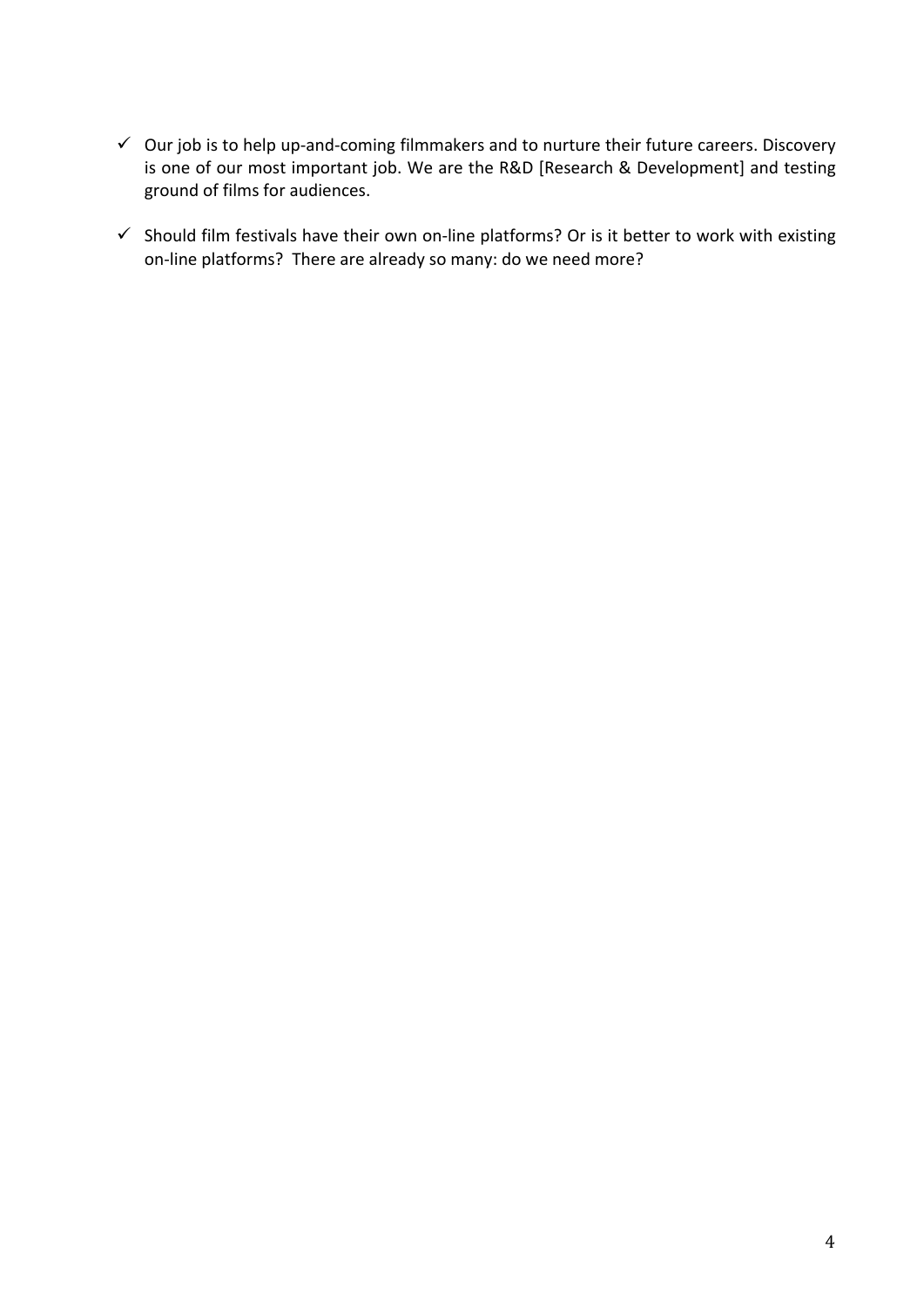- ✓ Our job is to help up-and-coming filmmakers and to nurture their future careers. Discovery is one of our most important job. We are the R&D [Research & Development] and testing ground of films for audiences.

- ✓ Should film festivals have their own on-line platforms? Or is it better to work with existing on-line platforms? There are already so many: do we need more?